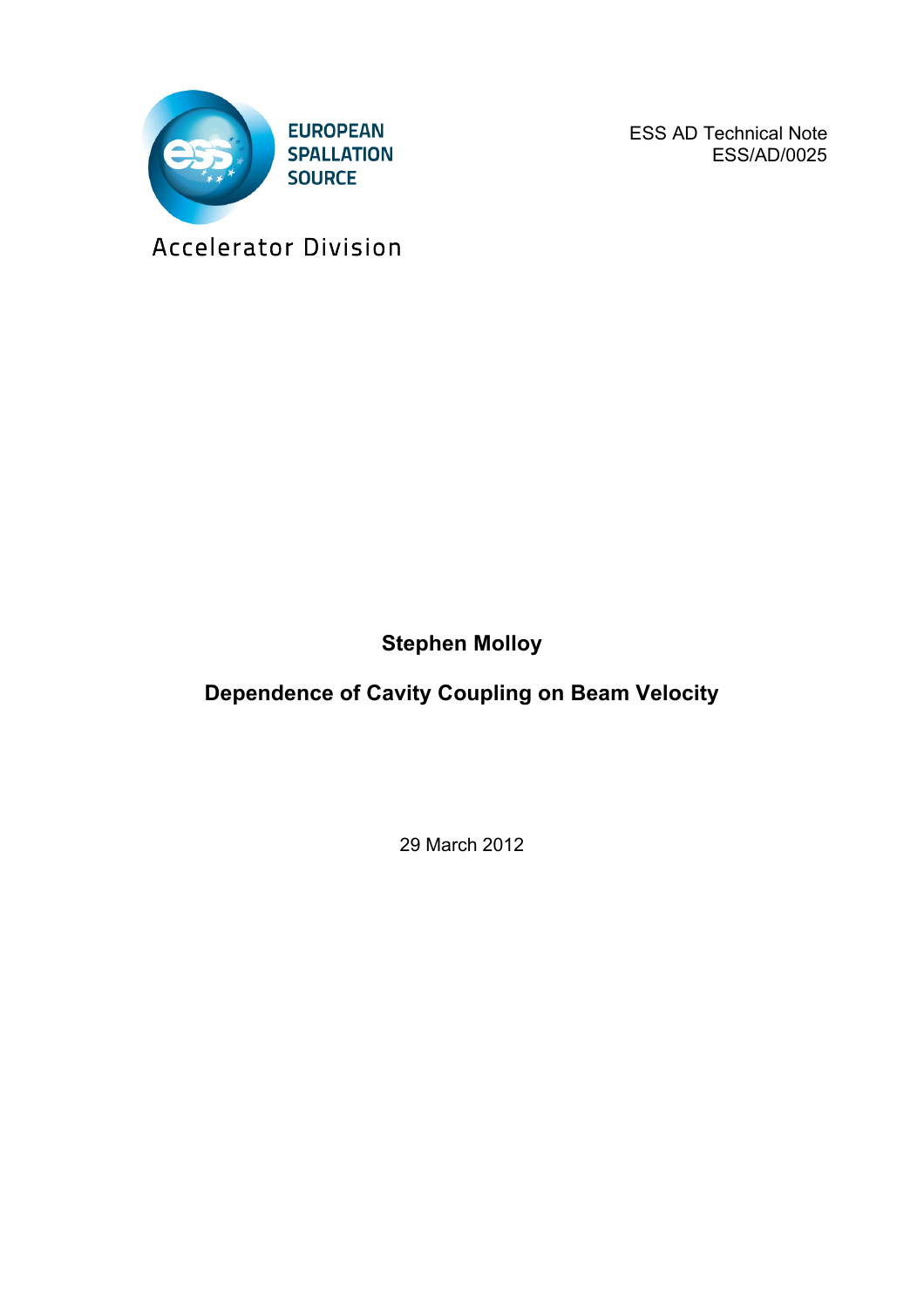EUROPEAN SPALLATION SOURCE

Accelerator Division

ESS AD Technical Note
ESS/AD/0025

**Stephen Molloy**

# Dependence of Cavity Coupling on Beam Velocity

29 March 2012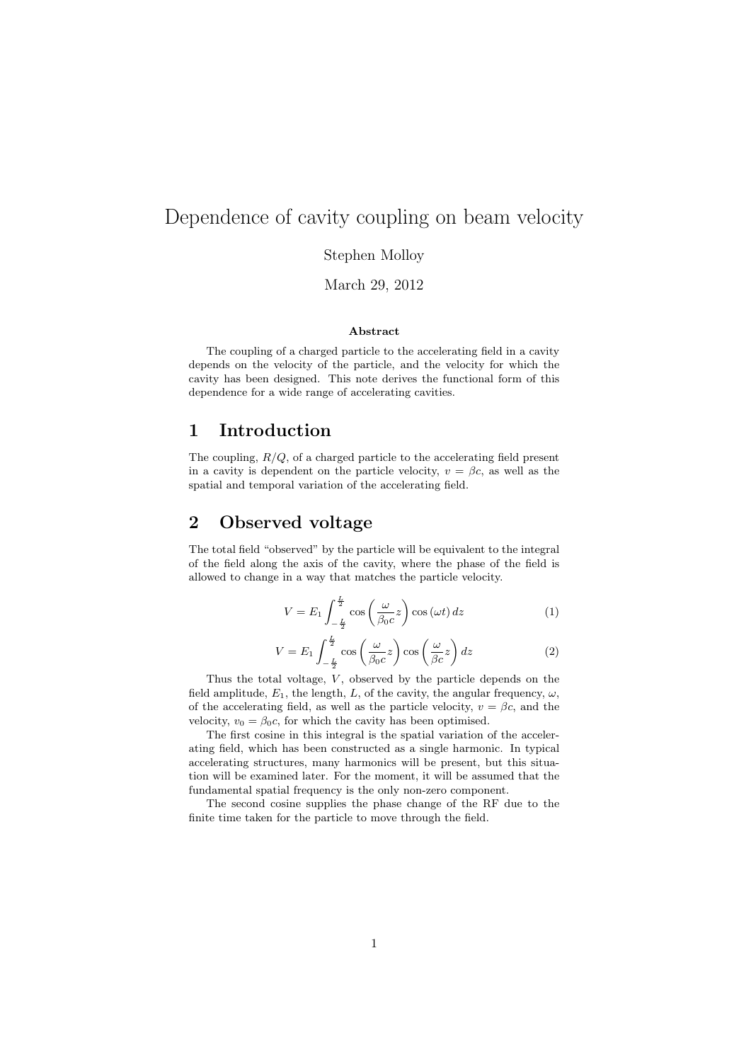# Dependence of cavity coupling on beam velocity

Stephen Molloy

March 29, 2012

**Abstract**

The coupling of a charged particle to the accelerating field in a cavity depends on the velocity of the particle, and the velocity for which the cavity has been designed. This note derives the functional form of this dependence for a wide range of accelerating cavities.

## 1 Introduction

The coupling, $R/Q$, of a charged particle to the accelerating field present in a cavity is dependent on the particle velocity, $v = \beta c$, as well as the spatial and temporal variation of the accelerating field.

## 2 Observed voltage

The total field "observed" by the particle will be equivalent to the integral of the field along the axis of the cavity, where the phase of the field is allowed to change in a way that matches the particle velocity.

$$V = E_1 \int_{-\frac{L}{2}}^{\frac{L}{2}} \cos\left(\frac{\omega}{\beta_0 c} z\right) \cos(\omega t)\, dz \tag{1}$$

$$V = E_1 \int_{-\frac{L}{2}}^{\frac{L}{2}} \cos\left(\frac{\omega}{\beta_0 c} z\right) \cos\left(\frac{\omega}{\beta c} z\right) dz \tag{2}$$

Thus the total voltage, $V$, observed by the particle depends on the field amplitude, $E_1$, the length, $L$, of the cavity, the angular frequency, $\omega$, of the accelerating field, as well as the particle velocity, $v = \beta c$, and the velocity, $v_0 = \beta_0 c$, for which the cavity has been optimised.

The first cosine in this integral is the spatial variation of the accelerating field, which has been constructed as a single harmonic. In typical accelerating structures, many harmonics will be present, but this situation will be examined later. For the moment, it will be assumed that the fundamental spatial frequency is the only non-zero component.

The second cosine supplies the phase change of the RF due to the finite time taken for the particle to move through the field.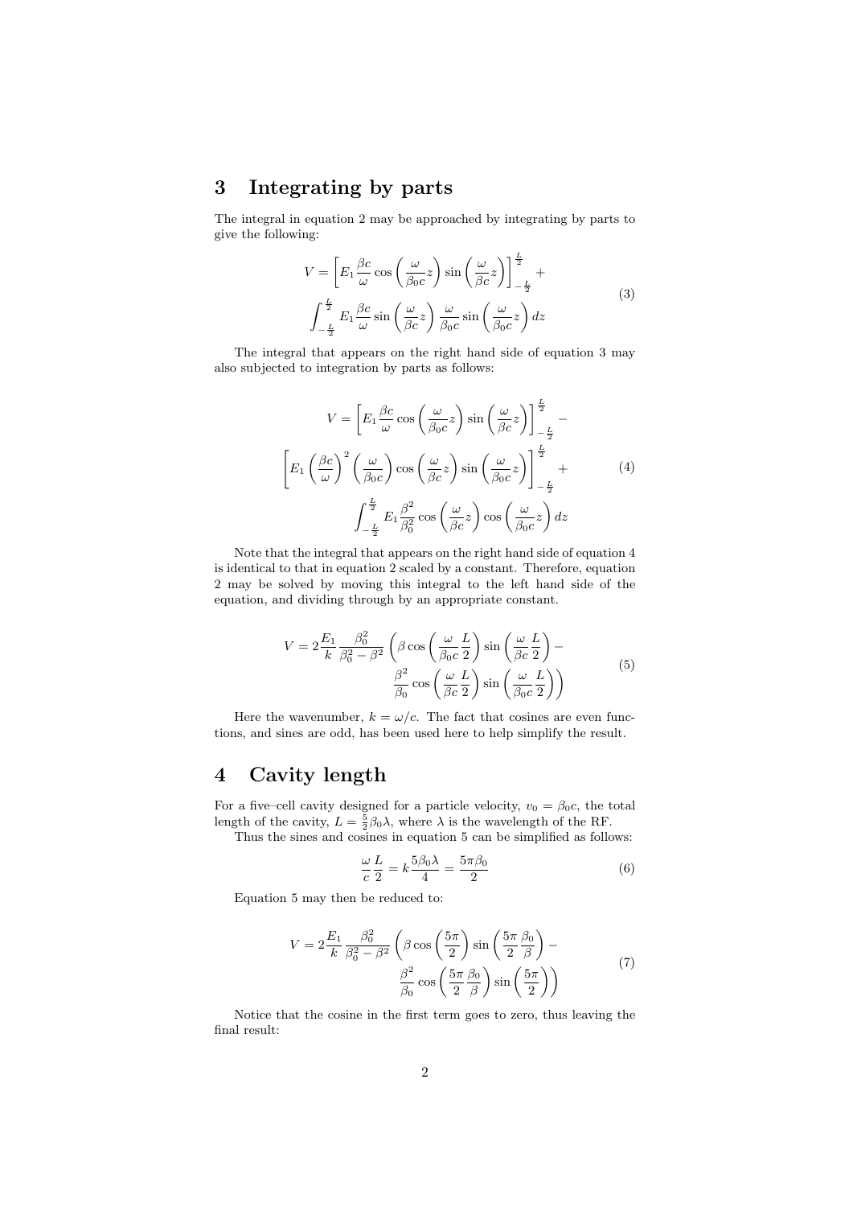## 3 Integrating by parts

The integral in equation 2 may be approached by integrating by parts to give the following:

$$
V = \left[ E_1 \frac{\beta c}{\omega} \cos\left(\frac{\omega}{\beta_0 c} z\right) \sin\left(\frac{\omega}{\beta c} z\right) \right]_{-\frac{L}{2}}^{\frac{L}{2}} + \int_{-\frac{L}{2}}^{\frac{L}{2}} E_1 \frac{\beta c}{\omega} \sin\left(\frac{\omega}{\beta c} z\right) \frac{\omega}{\beta_0 c} \sin\left(\frac{\omega}{\beta_0 c} z\right) dz \tag{3}
$$

The integral that appears on the right hand side of equation 3 may also subjected to integration by parts as follows:

$$
\begin{aligned}
V = \left[ E_1 \frac{\beta c}{\omega} \cos\left(\frac{\omega}{\beta_0 c} z\right) \sin\left(\frac{\omega}{\beta c} z\right) \right]_{-\frac{L}{2}}^{\frac{L}{2}} - \\
\left[ E_1 \left(\frac{\beta c}{\omega}\right)^2 \left(\frac{\omega}{\beta_0 c}\right) \cos\left(\frac{\omega}{\beta c} z\right) \sin\left(\frac{\omega}{\beta_0 c} z\right) \right]_{-\frac{L}{2}}^{\frac{L}{2}} + \\
\int_{-\frac{L}{2}}^{\frac{L}{2}} E_1 \frac{\beta^2}{\beta_0^2} \cos\left(\frac{\omega}{\beta c} z\right) \cos\left(\frac{\omega}{\beta_0 c} z\right) dz
\end{aligned} \tag{4}
$$

Note that the integral that appears on the right hand side of equation 4 is identical to that in equation 2 scaled by a constant. Therefore, equation 2 may be solved by moving this integral to the left hand side of the equation, and dividing through by an appropriate constant.

$$
V = 2 \frac{E_1}{k} \frac{\beta_0^2}{\beta_0^2 - \beta^2} \left( \beta \cos\left(\frac{\omega}{\beta_0 c} \frac{L}{2}\right) \sin\left(\frac{\omega}{\beta c} \frac{L}{2}\right) - \frac{\beta^2}{\beta_0} \cos\left(\frac{\omega}{\beta c} \frac{L}{2}\right) \sin\left(\frac{\omega}{\beta_0 c} \frac{L}{2}\right) \right) \tag{5}
$$

Here the wavenumber, $k = \omega / c$. The fact that cosines are even functions, and sines are odd, has been used here to help simplify the result.

## 4 Cavity length

For a five–cell cavity designed for a particle velocity, $v_0 = \beta_0 c$, the total length of the cavity, $L = \frac{5}{2} \beta_0 \lambda$, where $\lambda$ is the wavelength of the RF.

Thus the sines and cosines in equation 5 can be simplified as follows:

$$
\frac{\omega}{c} \frac{L}{2} = k \frac{5 \beta_0 \lambda}{4} = \frac{5 \pi \beta_0}{2} \tag{6}
$$

Equation 5 may then be reduced to:

$$
V = 2 \frac{E_1}{k} \frac{\beta_0^2}{\beta_0^2 - \beta^2} \left( \beta \cos\left(\frac{5\pi}{2}\right) \sin\left(\frac{5\pi}{2} \frac{\beta_0}{\beta}\right) - \frac{\beta^2}{\beta_0} \cos\left(\frac{5\pi}{2} \frac{\beta_0}{\beta}\right) \sin\left(\frac{5\pi}{2}\right) \right) \tag{7}
$$

Notice that the cosine in the first term goes to zero, thus leaving the final result: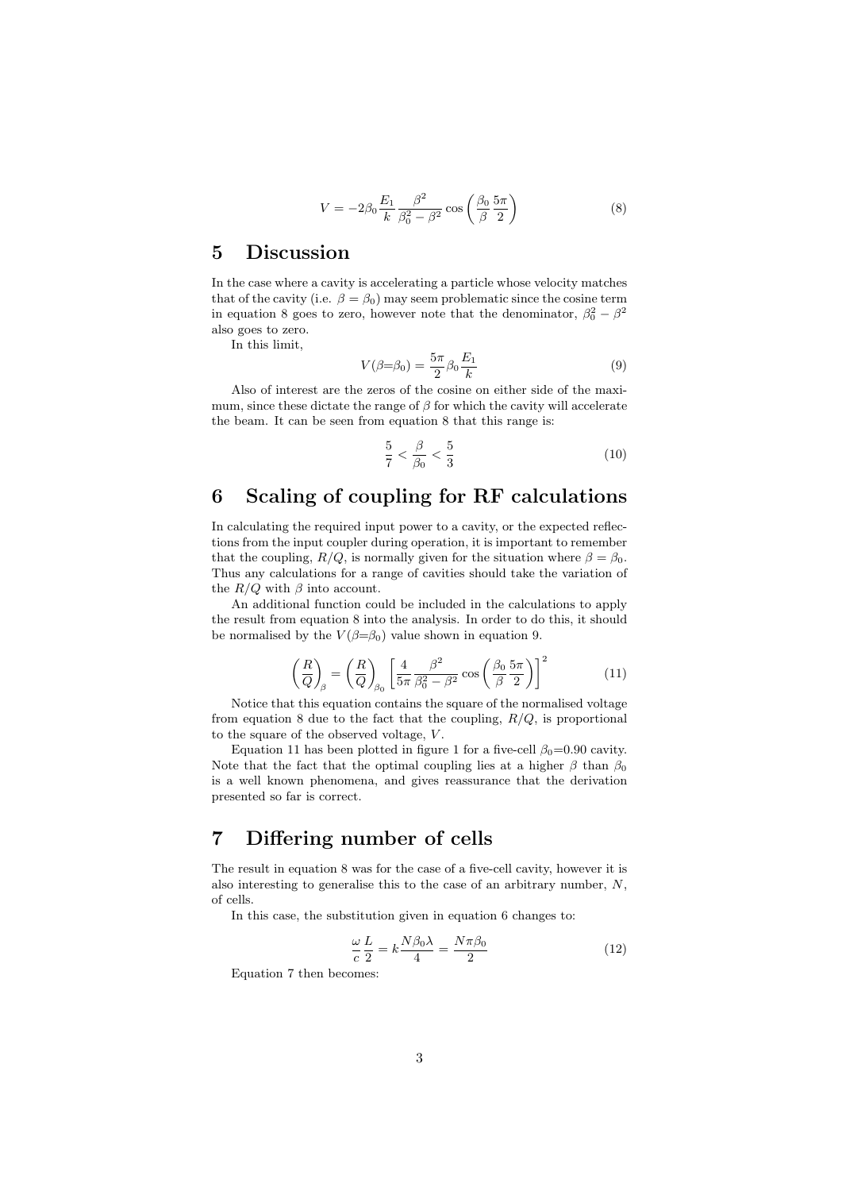$$V = -2\beta_0 \frac{E_1}{k} \frac{\beta^2}{\beta_0^2 - \beta^2} \cos\left(\frac{\beta_0}{\beta}\frac{5\pi}{2}\right) \tag{8}$$

# 5 Discussion

In the case where a cavity is accelerating a particle whose velocity matches that of the cavity (i.e. $\beta = \beta_0$) may seem problematic since the cosine term in equation 8 goes to zero, however note that the denominator, $\beta_0^2 - \beta^2$ also goes to zero.

In this limit,

$$V(\beta{=}\beta_0) = \frac{5\pi}{2}\beta_0 \frac{E_1}{k} \tag{9}$$

Also of interest are the zeros of the cosine on either side of the maximum, since these dictate the range of $\beta$ for which the cavity will accelerate the beam. It can be seen from equation 8 that this range is:

$$\frac{5}{7} < \frac{\beta}{\beta_0} < \frac{5}{3} \tag{10}$$

# 6 Scaling of coupling for RF calculations

In calculating the required input power to a cavity, or the expected reflections from the input coupler during operation, it is important to remember that the coupling, $R/Q$, is normally given for the situation where $\beta = \beta_0$. Thus any calculations for a range of cavities should take the variation of the $R/Q$ with $\beta$ into account.

An additional function could be included in the calculations to apply the result from equation 8 into the analysis. In order to do this, it should be normalised by the $V(\beta{=}\beta_0)$ value shown in equation 9.

$$\left(\frac{R}{Q}\right)_\beta = \left(\frac{R}{Q}\right)_{\beta_0} \left[\frac{4}{5\pi}\frac{\beta^2}{\beta_0^2 - \beta^2} \cos\left(\frac{\beta_0}{\beta}\frac{5\pi}{2}\right)\right]^2 \tag{11}$$

Notice that this equation contains the square of the normalised voltage from equation 8 due to the fact that the coupling, $R/Q$, is proportional to the square of the observed voltage, $V$.

Equation 11 has been plotted in figure 1 for a five-cell $\beta_0$=0.90 cavity. Note that the fact that the optimal coupling lies at a higher $\beta$ than $\beta_0$ is a well known phenomena, and gives reassurance that the derivation presented so far is correct.

# 7 Differing number of cells

The result in equation 8 was for the case of a five-cell cavity, however it is also interesting to generalise this to the case of an arbitrary number, $N$, of cells.

In this case, the substitution given in equation 6 changes to:

$$\frac{\omega}{c}\frac{L}{2} = k\frac{N\beta_0\lambda}{4} = \frac{N\pi\beta_0}{2} \tag{12}$$

Equation 7 then becomes: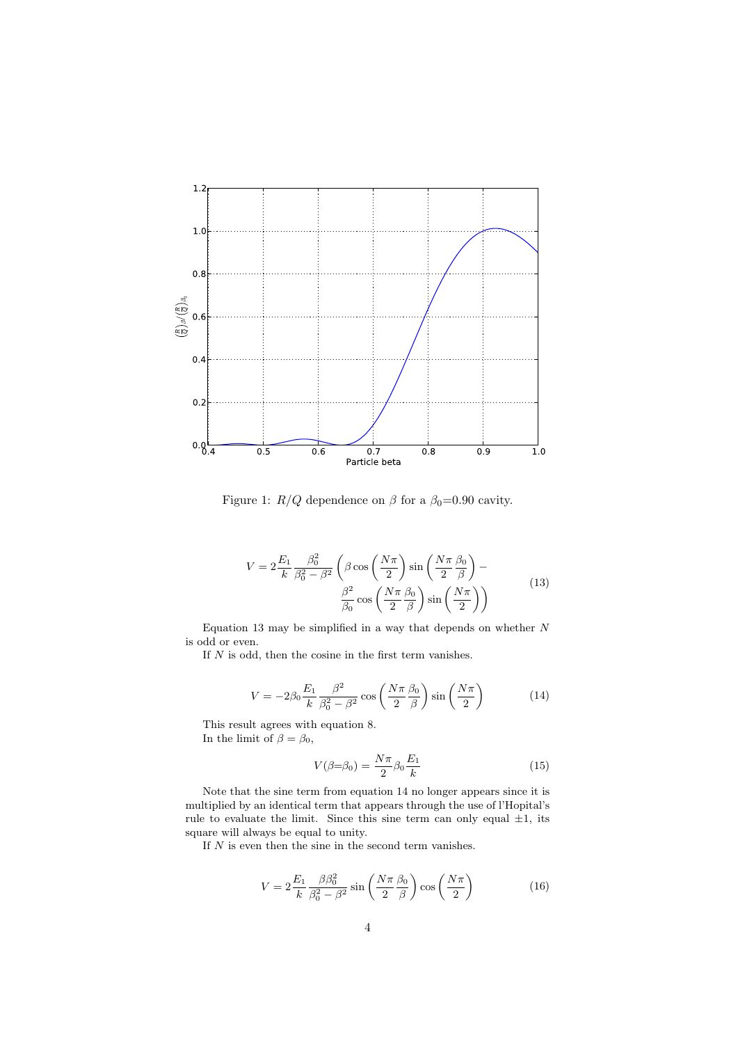Figure 1: $R/Q$ dependence on $\beta$ for a $\beta_0$=0.90 cavity.

$$V = 2\frac{E_1}{k}\frac{\beta_0^2}{\beta_0^2 - \beta^2}\left(\beta\cos\left(\frac{N\pi}{2}\right)\sin\left(\frac{N\pi}{2}\frac{\beta_0}{\beta}\right) - \frac{\beta^2}{\beta_0}\cos\left(\frac{N\pi}{2}\frac{\beta_0}{\beta}\right)\sin\left(\frac{N\pi}{2}\right)\right) \tag{13}$$

Equation 13 may be simplified in a way that depends on whether $N$ is odd or even.

If $N$ is odd, then the cosine in the first term vanishes.

$$V = -2\beta_0\frac{E_1}{k}\frac{\beta^2}{\beta_0^2 - \beta^2}\cos\left(\frac{N\pi}{2}\frac{\beta_0}{\beta}\right)\sin\left(\frac{N\pi}{2}\right) \tag{14}$$

This result agrees with equation 8.

In the limit of $\beta = \beta_0$,

$$V(\beta{=}\beta_0) = \frac{N\pi}{2}\beta_0\frac{E_1}{k} \tag{15}$$

Note that the sine term from equation 14 no longer appears since it is multiplied by an identical term that appears through the use of l'Hopital's rule to evaluate the limit. Since this sine term can only equal $\pm 1$, its square will always be equal to unity.

If $N$ is even then the sine in the second term vanishes.

$$V = 2\frac{E_1}{k}\frac{\beta\beta_0^2}{\beta_0^2 - \beta^2}\sin\left(\frac{N\pi}{2}\frac{\beta_0}{\beta}\right)\cos\left(\frac{N\pi}{2}\right) \tag{16}$$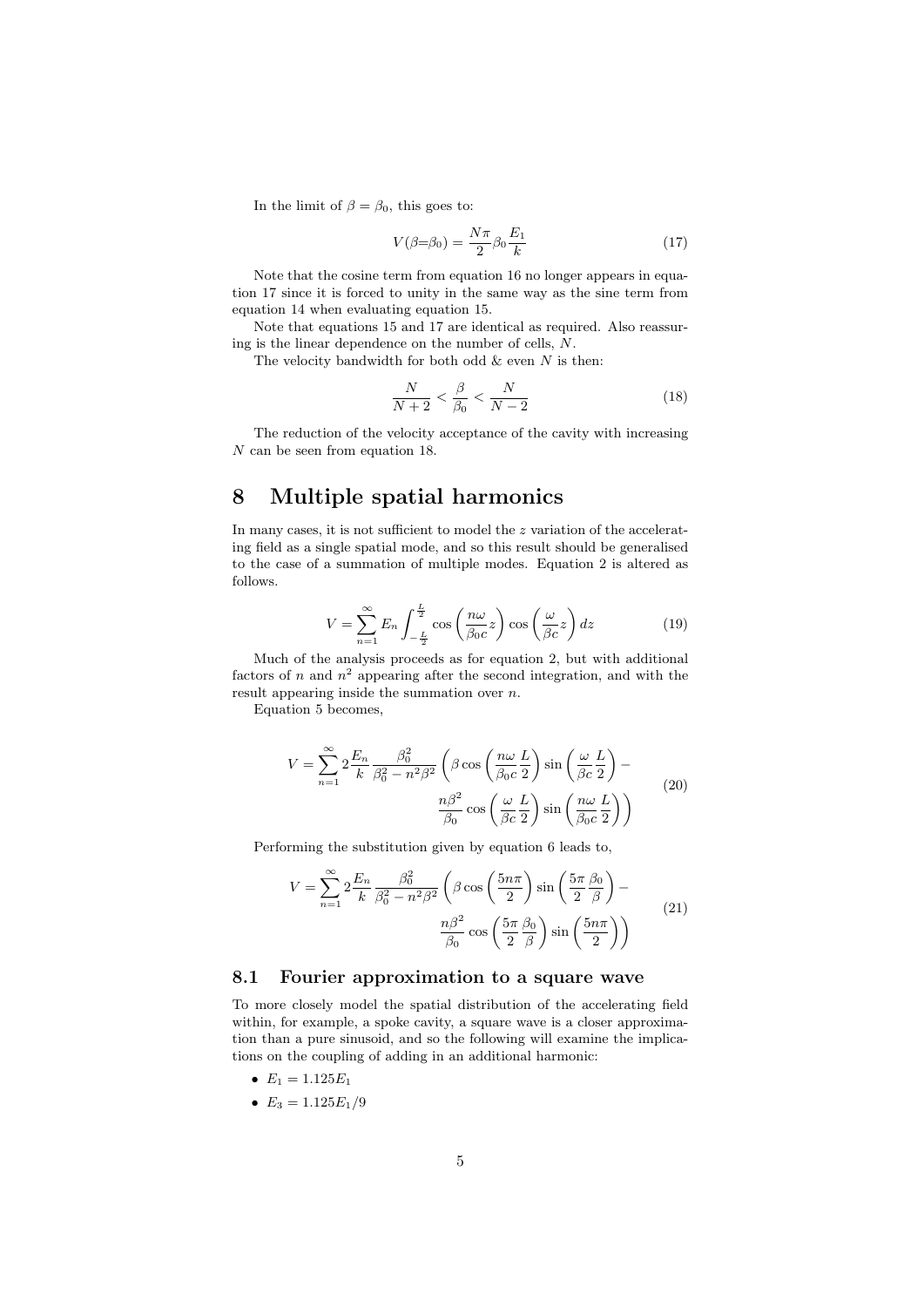In the limit of $\beta = \beta_0$, this goes to:

$$V(\beta{=}\beta_0) = \frac{N\pi}{2}\beta_0\frac{E_1}{k} \tag{17}$$

Note that the cosine term from equation 16 no longer appears in equation 17 since it is forced to unity in the same way as the sine term from equation 14 when evaluating equation 15.

Note that equations 15 and 17 are identical as required. Also reassuring is the linear dependence on the number of cells, $N$.

The velocity bandwidth for both odd & even $N$ is then:

$$\frac{N}{N+2} < \frac{\beta}{\beta_0} < \frac{N}{N-2} \tag{18}$$

The reduction of the velocity acceptance of the cavity with increasing $N$ can be seen from equation 18.

# 8 Multiple spatial harmonics

In many cases, it is not sufficient to model the $z$ variation of the accelerating field as a single spatial mode, and so this result should be generalised to the case of a summation of multiple modes. Equation 2 is altered as follows.

$$V = \sum_{n=1}^{\infty} E_n \int_{-\frac{L}{2}}^{\frac{L}{2}} \cos\left(\frac{n\omega}{\beta_0 c}z\right)\cos\left(\frac{\omega}{\beta c}z\right)dz \tag{19}$$

Much of the analysis proceeds as for equation 2, but with additional factors of $n$ and $n^2$ appearing after the second integration, and with the result appearing inside the summation over $n$.

Equation 5 becomes,

$$V = \sum_{n=1}^{\infty} 2\frac{E_n}{k}\frac{\beta_0^2}{\beta_0^2 - n^2\beta^2}\left(\beta\cos\left(\frac{n\omega}{\beta_0 c}\frac{L}{2}\right)\sin\left(\frac{\omega}{\beta c}\frac{L}{2}\right) - \frac{n\beta^2}{\beta_0}\cos\left(\frac{\omega}{\beta c}\frac{L}{2}\right)\sin\left(\frac{n\omega}{\beta_0 c}\frac{L}{2}\right)\right) \tag{20}$$

Performing the substitution given by equation 6 leads to,

$$V = \sum_{n=1}^{\infty} 2\frac{E_n}{k}\frac{\beta_0^2}{\beta_0^2 - n^2\beta^2}\left(\beta\cos\left(\frac{5n\pi}{2}\right)\sin\left(\frac{5\pi}{2}\frac{\beta_0}{\beta}\right) - \frac{n\beta^2}{\beta_0}\cos\left(\frac{5\pi}{2}\frac{\beta_0}{\beta}\right)\sin\left(\frac{5n\pi}{2}\right)\right) \tag{21}$$

## 8.1 Fourier approximation to a square wave

To more closely model the spatial distribution of the accelerating field within, for example, a spoke cavity, a square wave is a closer approximation than a pure sinusoid, and so the following will examine the implications on the coupling of adding in an additional harmonic:

- $E_1 = 1.125E_1$
- $E_3 = 1.125E_1/9$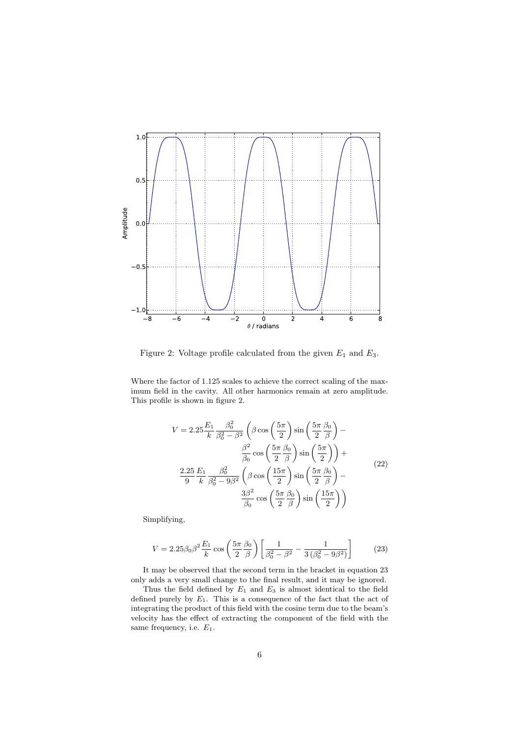Figure 2: Voltage profile calculated from the given $E_1$ and $E_3$.

Where the factor of 1.125 scales to achieve the correct scaling of the maximum field in the cavity. All other harmonics remain at zero amplitude. This profile is shown in figure 2.

$$
\begin{aligned}
V = 2.25\frac{E_1}{k}\frac{\beta_0^2}{\beta_0^2-\beta^2}\left(\beta\cos\left(\frac{5\pi}{2}\right)\sin\left(\frac{5\pi}{2}\frac{\beta_0}{\beta}\right) - \right. \\
\left. \frac{\beta^2}{\beta_0}\cos\left(\frac{5\pi}{2}\frac{\beta_0}{\beta}\right)\sin\left(\frac{5\pi}{2}\right)\right) + \\
\frac{2.25}{9}\frac{E_1}{k}\frac{\beta_0^2}{\beta_0^2-9\beta^2}\left(\beta\cos\left(\frac{15\pi}{2}\right)\sin\left(\frac{5\pi}{2}\frac{\beta_0}{\beta}\right) - \right. \\
\left. \frac{3\beta^2}{\beta_0}\cos\left(\frac{5\pi}{2}\frac{\beta_0}{\beta}\right)\sin\left(\frac{15\pi}{2}\right)\right)
\end{aligned}
\tag{22}
$$

Simplifying,

$$
V = 2.25\beta_0\beta^2\frac{E_1}{k}\cos\left(\frac{5\pi}{2}\frac{\beta_0}{\beta}\right)\left[\frac{1}{\beta_0^2-\beta^2} - \frac{1}{3\left(\beta_0^2-9\beta^2\right)}\right] \tag{23}
$$

It may be observed that the second term in the bracket in equation 23 only adds a very small change to the final result, and it may be ignored.

Thus the field defined by $E_1$ and $E_3$ is almost identical to the field defined purely by $E_1$. This is a consequence of the fact that the act of integrating the product of this field with the cosine term due to the beam's velocity has the effect of extracting the component of the field with the same frequency, i.e. $E_1$.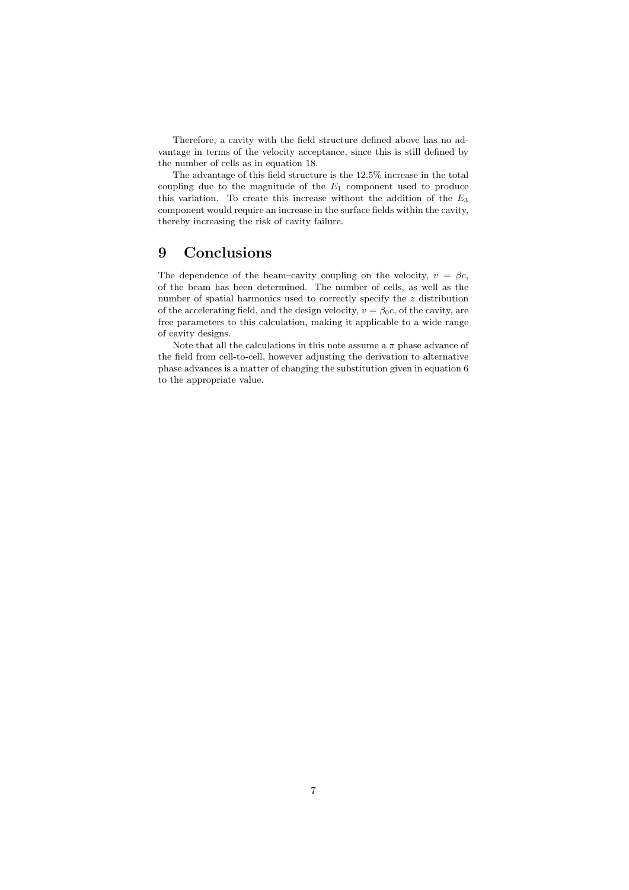Therefore, a cavity with the field structure defined above has no advantage in terms of the velocity acceptance, since this is still defined by the number of cells as in equation 18.

The advantage of this field structure is the 12.5% increase in the total coupling due to the magnitude of the $E_1$ component used to produce this variation. To create this increase without the addition of the $E_3$ component would require an increase in the surface fields within the cavity, thereby increasing the risk of cavity failure.

# 9 Conclusions

The dependence of the beam–cavity coupling on the velocity, $v = \beta c$, of the beam has been determined. The number of cells, as well as the number of spatial harmonics used to correctly specify the $z$ distribution of the accelerating field, and the design velocity, $v = \beta_0 c$, of the cavity, are free parameters to this calculation, making it applicable to a wide range of cavity designs.

Note that all the calculations in this note assume a $\pi$ phase advance of the field from cell-to-cell, however adjusting the derivation to alternative phase advances is a matter of changing the substitution given in equation 6 to the appropriate value.